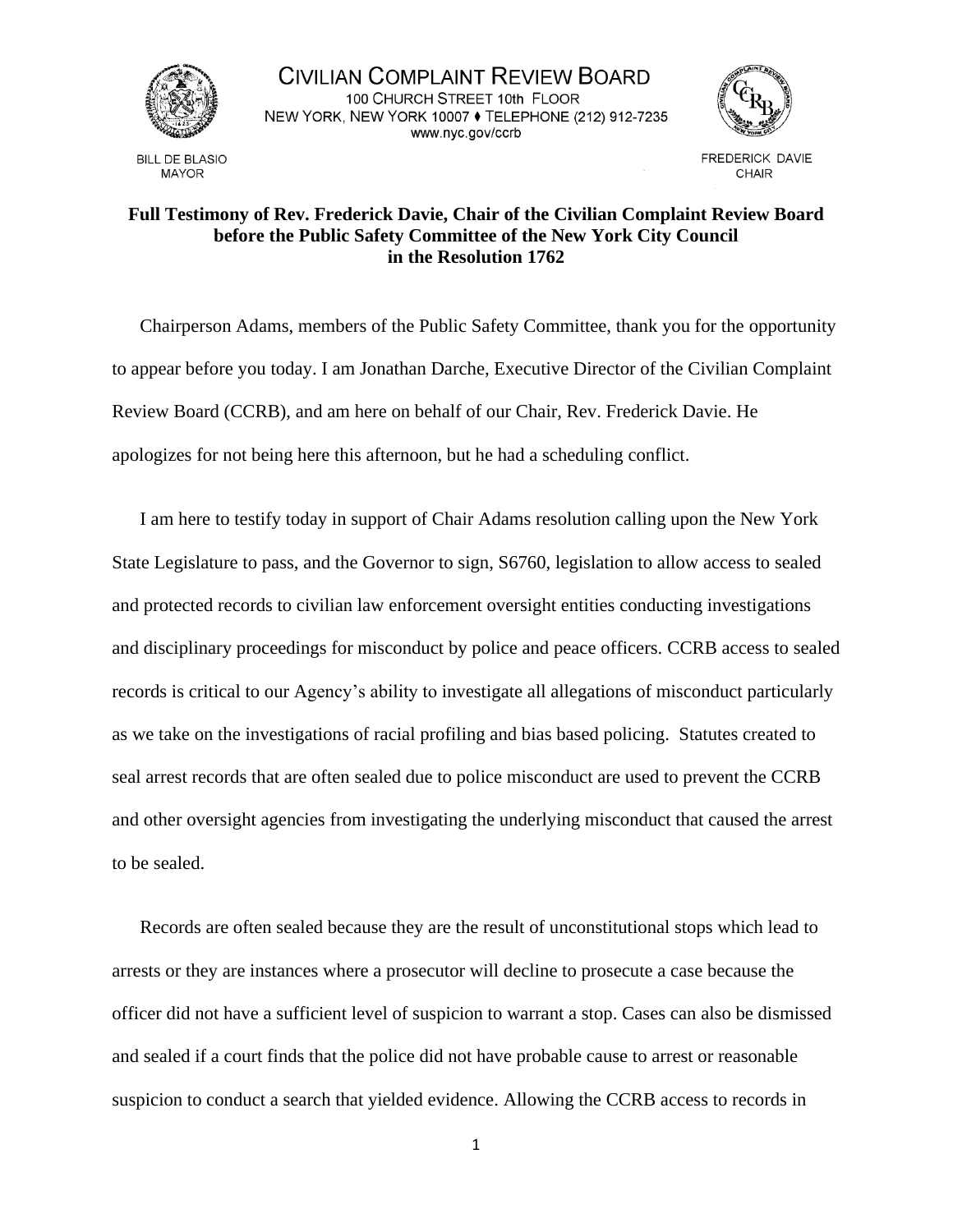CIVILIAN COMPLAINT REVIEW BOARD
100 CHURCH STREET 10th FLOOR
NEW YORK, NEW YORK 10007 ♦ TELEPHONE (212) 912-7235
www.nyc.gov/ccrb

BILL DE BLASIO
MAYOR

FREDERICK DAVIE
CHAIR

**Full Testimony of Rev. Frederick Davie, Chair of the Civilian Complaint Review Board before the Public Safety Committee of the New York City Council in the Resolution 1762**

Chairperson Adams, members of the Public Safety Committee, thank you for the opportunity to appear before you today. I am Jonathan Darche, Executive Director of the Civilian Complaint Review Board (CCRB), and am here on behalf of our Chair, Rev. Frederick Davie. He apologizes for not being here this afternoon, but he had a scheduling conflict.

I am here to testify today in support of Chair Adams resolution calling upon the New York State Legislature to pass, and the Governor to sign, S6760, legislation to allow access to sealed and protected records to civilian law enforcement oversight entities conducting investigations and disciplinary proceedings for misconduct by police and peace officers. CCRB access to sealed records is critical to our Agency's ability to investigate all allegations of misconduct particularly as we take on the investigations of racial profiling and bias based policing. Statutes created to seal arrest records that are often sealed due to police misconduct are used to prevent the CCRB and other oversight agencies from investigating the underlying misconduct that caused the arrest to be sealed.

Records are often sealed because they are the result of unconstitutional stops which lead to arrests or they are instances where a prosecutor will decline to prosecute a case because the officer did not have a sufficient level of suspicion to warrant a stop. Cases can also be dismissed and sealed if a court finds that the police did not have probable cause to arrest or reasonable suspicion to conduct a search that yielded evidence. Allowing the CCRB access to records in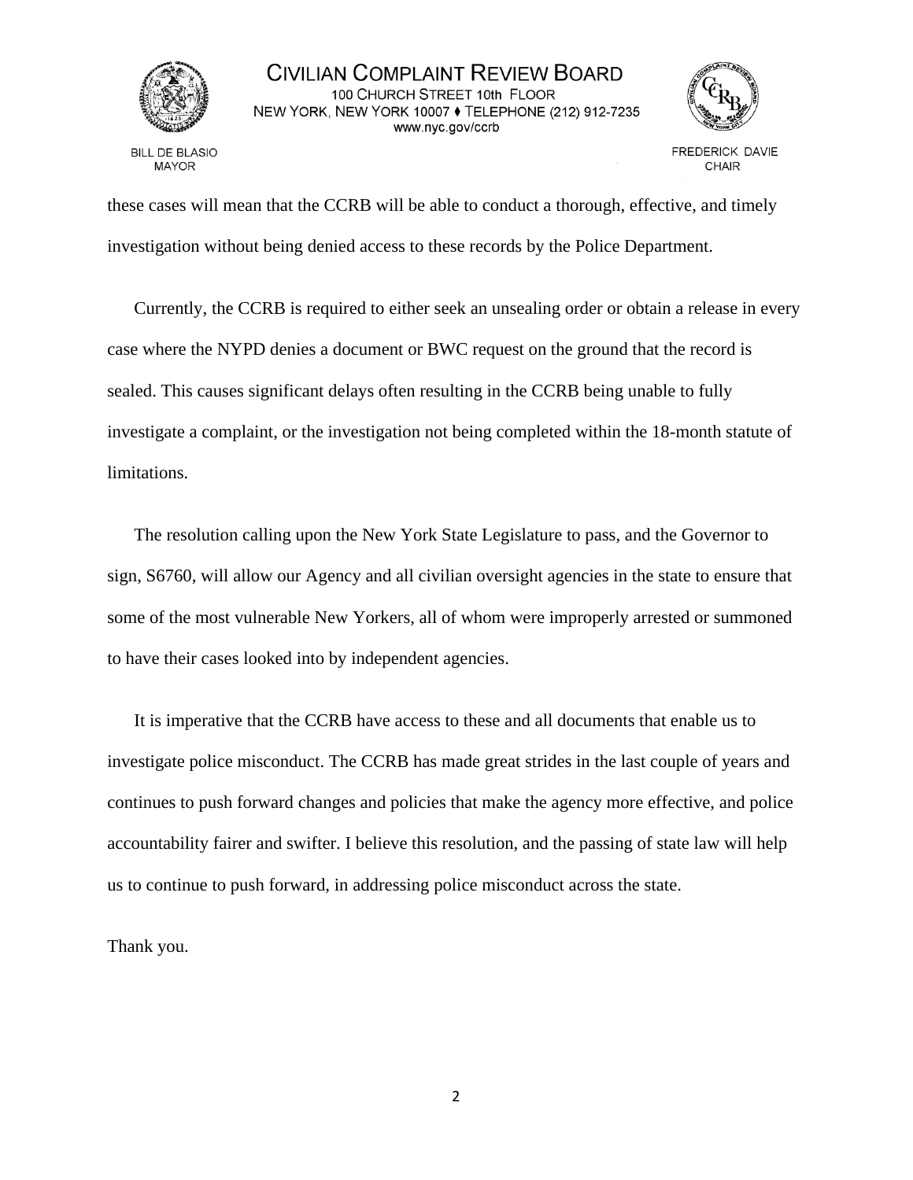these cases will mean that the CCRB will be able to conduct a thorough, effective, and timely investigation without being denied access to these records by the Police Department.

Currently, the CCRB is required to either seek an unsealing order or obtain a release in every case where the NYPD denies a document or BWC request on the ground that the record is sealed. This causes significant delays often resulting in the CCRB being unable to fully investigate a complaint, or the investigation not being completed within the 18-month statute of limitations.

The resolution calling upon the New York State Legislature to pass, and the Governor to sign, S6760, will allow our Agency and all civilian oversight agencies in the state to ensure that some of the most vulnerable New Yorkers, all of whom were improperly arrested or summoned to have their cases looked into by independent agencies.

It is imperative that the CCRB have access to these and all documents that enable us to investigate police misconduct. The CCRB has made great strides in the last couple of years and continues to push forward changes and policies that make the agency more effective, and police accountability fairer and swifter. I believe this resolution, and the passing of state law will help us to continue to push forward, in addressing police misconduct across the state.

Thank you.